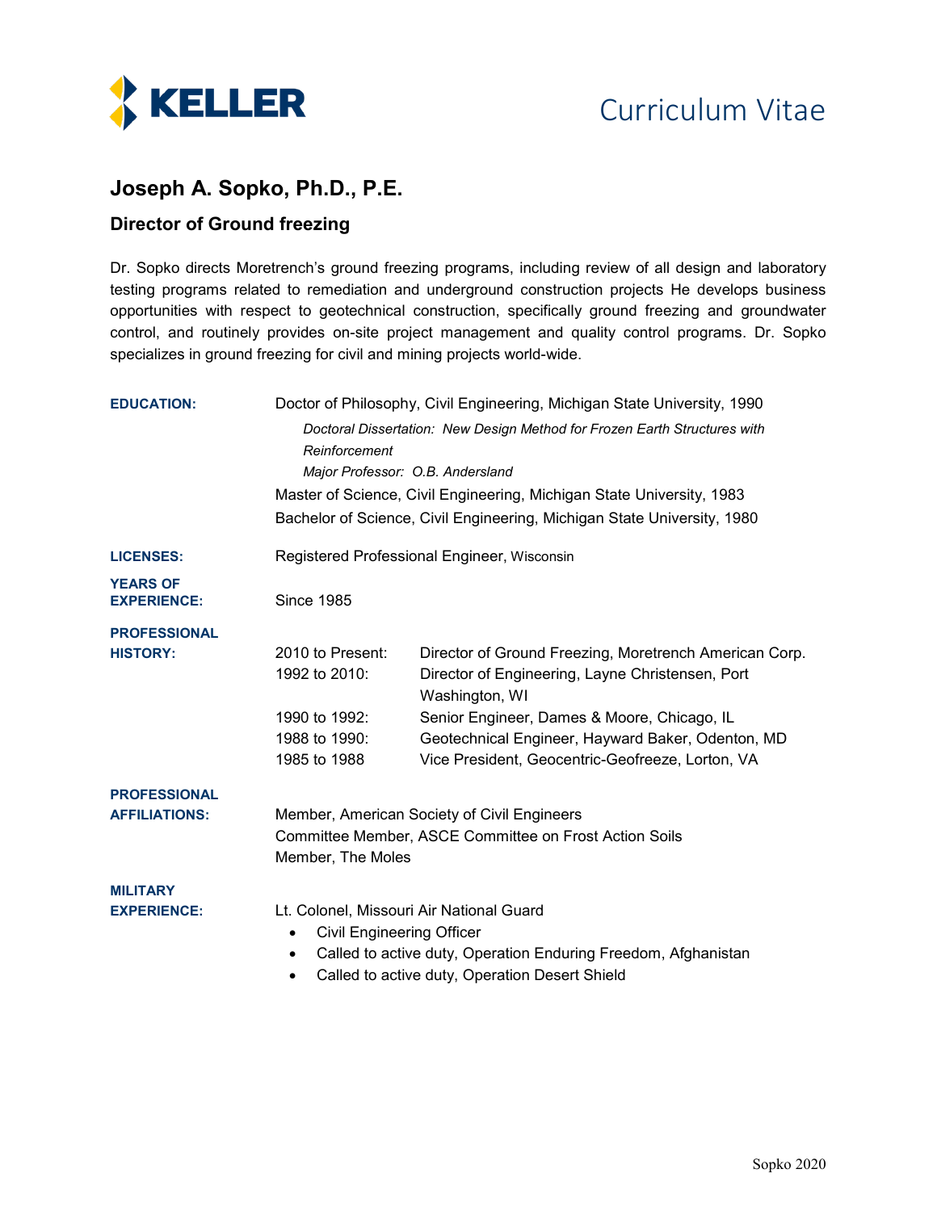KELLER

Curriculum Vitae

# Joseph A. Sopko, Ph.D., P.E.

## Director of Ground freezing

Dr. Sopko directs Moretrench's ground freezing programs, including review of all design and laboratory testing programs related to remediation and underground construction projects He develops business opportunities with respect to geotechnical construction, specifically ground freezing and groundwater control, and routinely provides on-site project management and quality control programs. Dr. Sopko specializes in ground freezing for civil and mining projects world-wide.

**EDUCATION:**

Doctor of Philosophy, Civil Engineering, Michigan State University, 1990

*Doctoral Dissertation: New Design Method for Frozen Earth Structures with Reinforcement*

*Major Professor: O.B. Andersland*

Master of Science, Civil Engineering, Michigan State University, 1983

Bachelor of Science, Civil Engineering, Michigan State University, 1980

**LICENSES:**

Registered Professional Engineer, Wisconsin

**YEARS OF EXPERIENCE:**

Since 1985

**PROFESSIONAL HISTORY:**

| | |
|---|---|
| 2010 to Present: | Director of Ground Freezing, Moretrench American Corp. |
| 1992 to 2010: | Director of Engineering, Layne Christensen, Port Washington, WI |
| 1990 to 1992: | Senior Engineer, Dames & Moore, Chicago, IL |
| 1988 to 1990: | Geotechnical Engineer, Hayward Baker, Odenton, MD |
| 1985 to 1988 | Vice President, Geocentric-Geofreeze, Lorton, VA |

**PROFESSIONAL AFFILIATIONS:**

Member, American Society of Civil Engineers

Committee Member, ASCE Committee on Frost Action Soils

Member, The Moles

**MILITARY EXPERIENCE:**

Lt. Colonel, Missouri Air National Guard

- Civil Engineering Officer
- Called to active duty, Operation Enduring Freedom, Afghanistan
- Called to active duty, Operation Desert Shield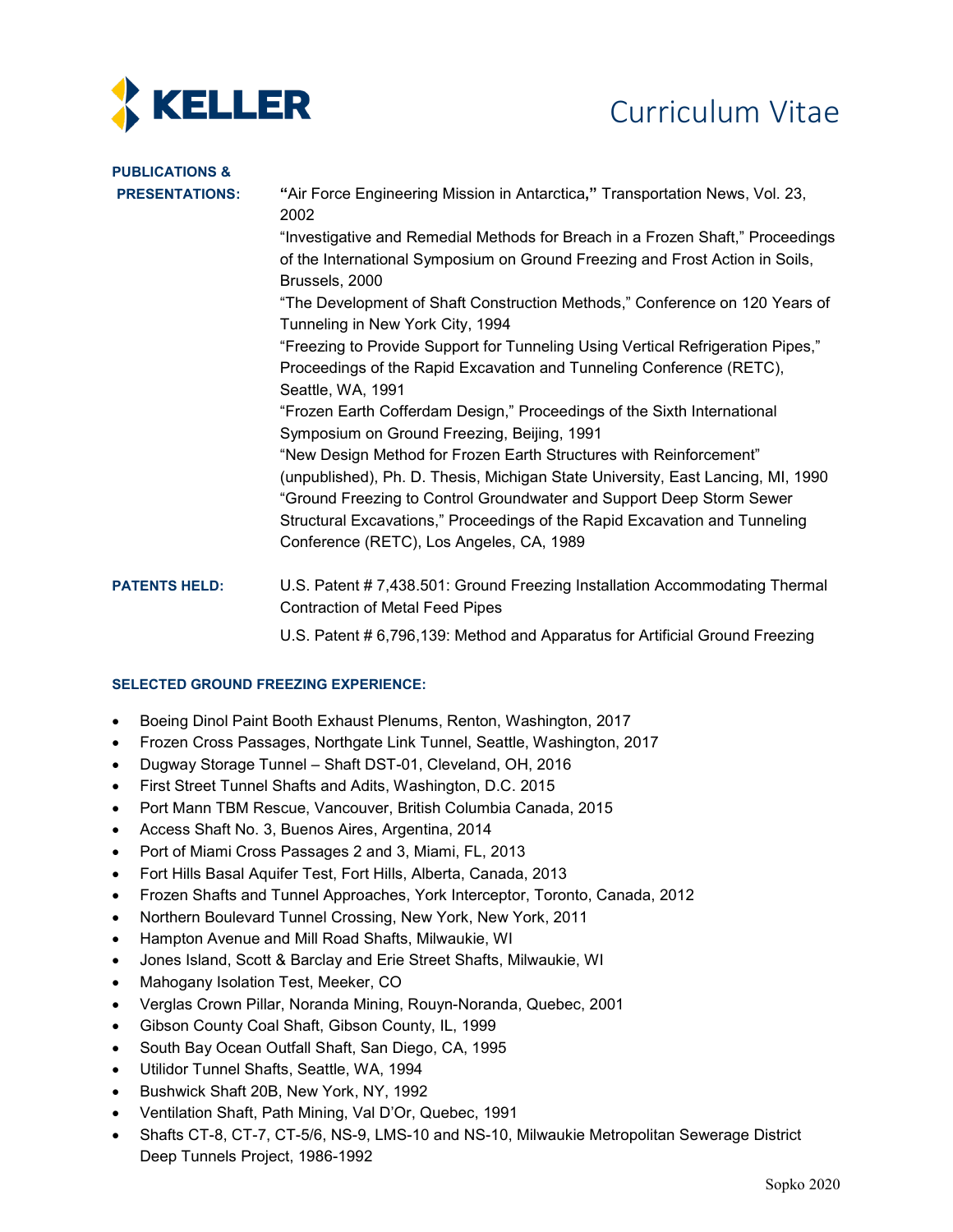**PUBLICATIONS & PRESENTATIONS:**

"Air Force Engineering Mission in Antarctica," Transportation News, Vol. 23, 2002

"Investigative and Remedial Methods for Breach in a Frozen Shaft," Proceedings of the International Symposium on Ground Freezing and Frost Action in Soils, Brussels, 2000

"The Development of Shaft Construction Methods," Conference on 120 Years of Tunneling in New York City, 1994

"Freezing to Provide Support for Tunneling Using Vertical Refrigeration Pipes," Proceedings of the Rapid Excavation and Tunneling Conference (RETC), Seattle, WA, 1991

"Frozen Earth Cofferdam Design," Proceedings of the Sixth International Symposium on Ground Freezing, Beijing, 1991

"New Design Method for Frozen Earth Structures with Reinforcement" (unpublished), Ph. D. Thesis, Michigan State University, East Lancing, MI, 1990

"Ground Freezing to Control Groundwater and Support Deep Storm Sewer Structural Excavations," Proceedings of the Rapid Excavation and Tunneling Conference (RETC), Los Angeles, CA, 1989

**PATENTS HELD:**

U.S. Patent # 7,438.501: Ground Freezing Installation Accommodating Thermal Contraction of Metal Feed Pipes

U.S. Patent # 6,796,139: Method and Apparatus for Artificial Ground Freezing

**SELECTED GROUND FREEZING EXPERIENCE:**

- Boeing Dinol Paint Booth Exhaust Plenums, Renton, Washington, 2017
- Frozen Cross Passages, Northgate Link Tunnel, Seattle, Washington, 2017
- Dugway Storage Tunnel – Shaft DST-01, Cleveland, OH, 2016
- First Street Tunnel Shafts and Adits, Washington, D.C. 2015
- Port Mann TBM Rescue, Vancouver, British Columbia Canada, 2015
- Access Shaft No. 3, Buenos Aires, Argentina, 2014
- Port of Miami Cross Passages 2 and 3, Miami, FL, 2013
- Fort Hills Basal Aquifer Test, Fort Hills, Alberta, Canada, 2013
- Frozen Shafts and Tunnel Approaches, York Interceptor, Toronto, Canada, 2012
- Northern Boulevard Tunnel Crossing, New York, New York, 2011
- Hampton Avenue and Mill Road Shafts, Milwaukie, WI
- Jones Island, Scott & Barclay and Erie Street Shafts, Milwaukie, WI
- Mahogany Isolation Test, Meeker, CO
- Verglas Crown Pillar, Noranda Mining, Rouyn-Noranda, Quebec, 2001
- Gibson County Coal Shaft, Gibson County, IL, 1999
- South Bay Ocean Outfall Shaft, San Diego, CA, 1995
- Utilidor Tunnel Shafts, Seattle, WA, 1994
- Bushwick Shaft 20B, New York, NY, 1992
- Ventilation Shaft, Path Mining, Val D'Or, Quebec, 1991
- Shafts CT-8, CT-7, CT-5/6, NS-9, LMS-10 and NS-10, Milwaukie Metropolitan Sewerage District Deep Tunnels Project, 1986-1992